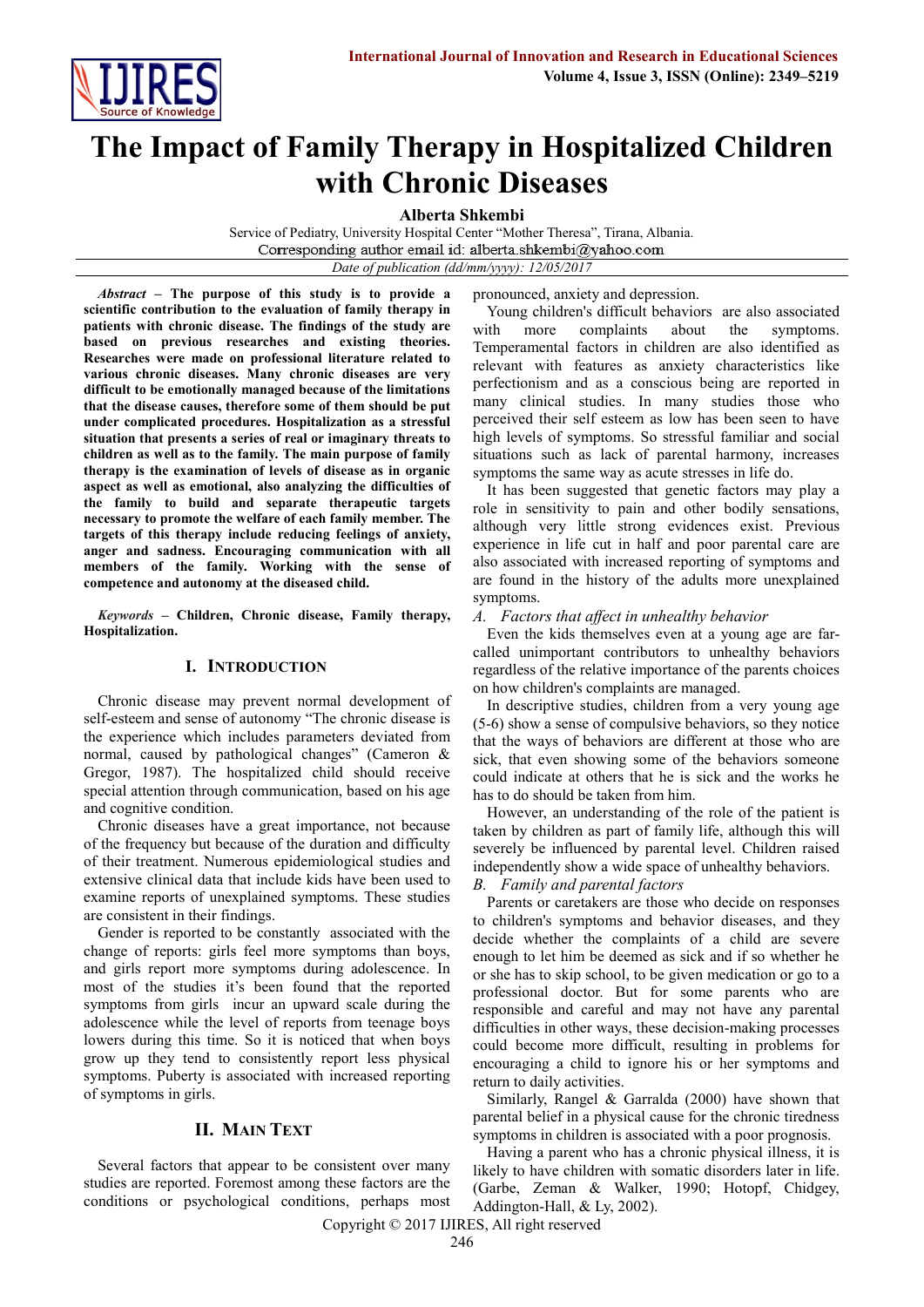# The Impact of Family Therapy in Hospitalized Children with Chronic Diseases

**Alberta Shkembi**

Service of Pediatry, University Hospital Center "Mother Theresa", Tirana, Albania.
Corresponding author email id: alberta.shkembi@yahoo.com

*Date of publication (dd/mm/yyyy): 12/05/2017*

***Abstract*** **– The purpose of this study is to provide a scientific contribution to the evaluation of family therapy in patients with chronic disease. The findings of the study are based on previous researches and existing theories. Researches were made on professional literature related to various chronic diseases. Many chronic diseases are very difficult to be emotionally managed because of the limitations that the disease causes, therefore some of them should be put under complicated procedures. Hospitalization as a stressful situation that presents a series of real or imaginary threats to children as well as to the family. The main purpose of family therapy is the examination of levels of disease as in organic aspect as well as emotional, also analyzing the difficulties of the family to build and separate therapeutic targets necessary to promote the welfare of each family member. The targets of this therapy include reducing feelings of anxiety, anger and sadness. Encouraging communication with all members of the family. Working with the sense of competence and autonomy at the diseased child.**

***Keywords*** **– Children, Chronic disease, Family therapy, Hospitalization.**

## I. Introduction

Chronic disease may prevent normal development of self-esteem and sense of autonomy "The chronic disease is the experience which includes parameters deviated from normal, caused by pathological changes" (Cameron & Gregor, 1987). The hospitalized child should receive special attention through communication, based on his age and cognitive condition.

Chronic diseases have a great importance, not because of the frequency but because of the duration and difficulty of their treatment. Numerous epidemiological studies and extensive clinical data that include kids have been used to examine reports of unexplained symptoms. These studies are consistent in their findings.

Gender is reported to be constantly associated with the change of reports: girls feel more symptoms than boys, and girls report more symptoms during adolescence. In most of the studies it's been found that the reported symptoms from girls incur an upward scale during the adolescence while the level of reports from teenage boys lowers during this time. So it is noticed that when boys grow up they tend to consistently report less physical symptoms. Puberty is associated with increased reporting of symptoms in girls.

## II. Main Text

Several factors that appear to be consistent over many studies are reported. Foremost among these factors are the conditions or psychological conditions, perhaps most pronounced, anxiety and depression.

Young children's difficult behaviors are also associated with more complaints about the symptoms. Temperamental factors in children are also identified as relevant with features as anxiety characteristics like perfectionism and as a conscious being are reported in many clinical studies. In many studies those who perceived their self esteem as low has been seen to have high levels of symptoms. So stressful familiar and social situations such as lack of parental harmony, increases symptoms the same way as acute stresses in life do.

It has been suggested that genetic factors may play a role in sensitivity to pain and other bodily sensations, although very little strong evidences exist. Previous experience in life cut in half and poor parental care are also associated with increased reporting of symptoms and are found in the history of the adults more unexplained symptoms.

### *A. Factors that affect in unhealthy behavior*

Even the kids themselves even at a young age are far-called unimportant contributors to unhealthy behaviors regardless of the relative importance of the parents choices on how children's complaints are managed.

In descriptive studies, children from a very young age (5-6) show a sense of compulsive behaviors, so they notice that the ways of behaviors are different at those who are sick, that even showing some of the behaviors someone could indicate at others that he is sick and the works he has to do should be taken from him.

However, an understanding of the role of the patient is taken by children as part of family life, although this will severely be influenced by parental level. Children raised independently show a wide space of unhealthy behaviors.

### *B. Family and parental factors*

Parents or caretakers are those who decide on responses to children's symptoms and behavior diseases, and they decide whether the complaints of a child are severe enough to let him be deemed as sick and if so whether he or she has to skip school, to be given medication or go to a professional doctor. But for some parents who are responsible and careful and may not have any parental difficulties in other ways, these decision-making processes could become more difficult, resulting in problems for encouraging a child to ignore his or her symptoms and return to daily activities.

Similarly, Rangel & Garralda (2000) have shown that parental belief in a physical cause for the chronic tiredness symptoms in children is associated with a poor prognosis.

Having a parent who has a chronic physical illness, it is likely to have children with somatic disorders later in life. (Garbe, Zeman & Walker, 1990; Hotopf, Chidgey, Addington-Hall, & Ly, 2002).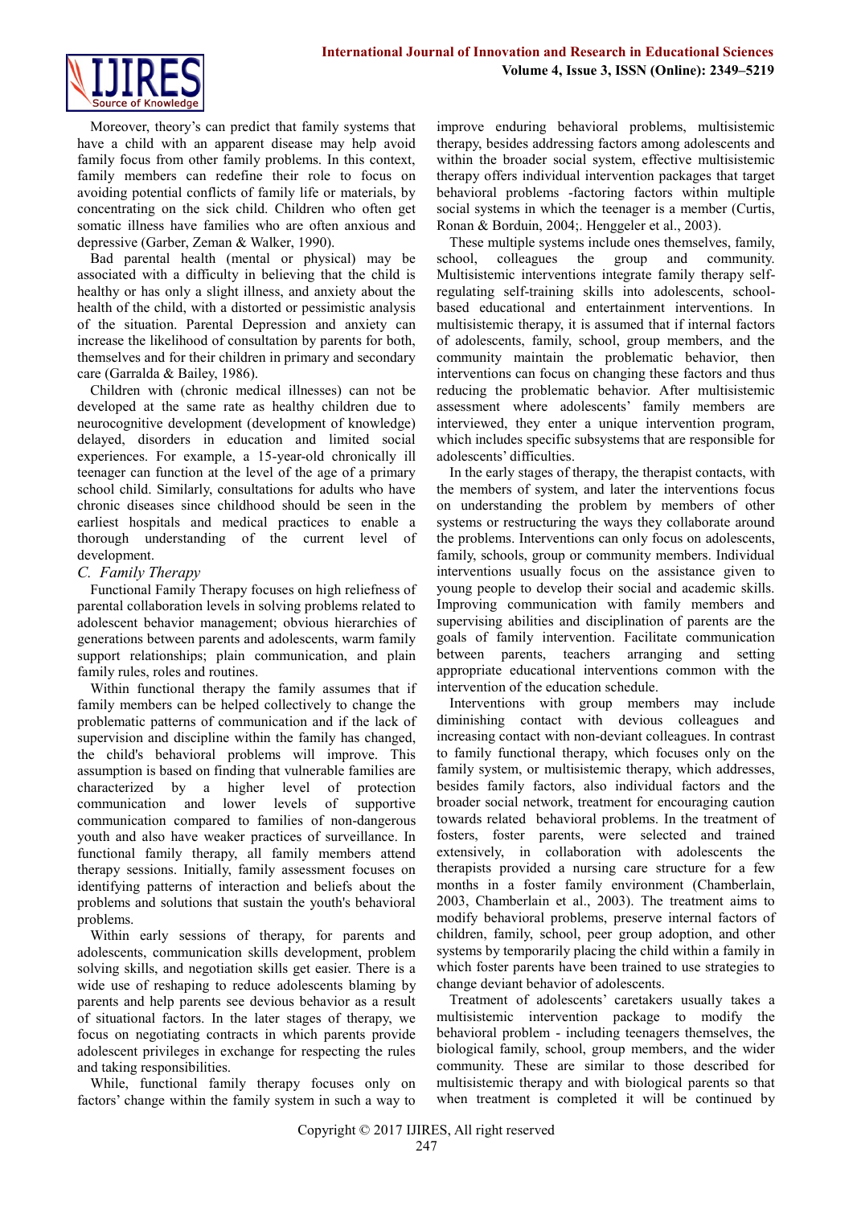Moreover, theory's can predict that family systems that have a child with an apparent disease may help avoid family focus from other family problems. In this context, family members can redefine their role to focus on avoiding potential conflicts of family life or materials, by concentrating on the sick child. Children who often get somatic illness have families who are often anxious and depressive (Garber, Zeman & Walker, 1990).

Bad parental health (mental or physical) may be associated with a difficulty in believing that the child is healthy or has only a slight illness, and anxiety about the health of the child, with a distorted or pessimistic analysis of the situation. Parental Depression and anxiety can increase the likelihood of consultation by parents for both, themselves and for their children in primary and secondary care (Garralda & Bailey, 1986).

Children with (chronic medical illnesses) can not be developed at the same rate as healthy children due to neurocognitive development (development of knowledge) delayed, disorders in education and limited social experiences. For example, a 15-year-old chronically ill teenager can function at the level of the age of a primary school child. Similarly, consultations for adults who have chronic diseases since childhood should be seen in the earliest hospitals and medical practices to enable a thorough understanding of the current level of development.

### *C. Family Therapy*

Functional Family Therapy focuses on high reliefness of parental collaboration levels in solving problems related to adolescent behavior management; obvious hierarchies of generations between parents and adolescents, warm family support relationships; plain communication, and plain family rules, roles and routines.

Within functional therapy the family assumes that if family members can be helped collectively to change the problematic patterns of communication and if the lack of supervision and discipline within the family has changed, the child's behavioral problems will improve. This assumption is based on finding that vulnerable families are characterized by a higher level of protection communication and lower levels of supportive communication compared to families of non-dangerous youth and also have weaker practices of surveillance. In functional family therapy, all family members attend therapy sessions. Initially, family assessment focuses on identifying patterns of interaction and beliefs about the problems and solutions that sustain the youth's behavioral problems.

Within early sessions of therapy, for parents and adolescents, communication skills development, problem solving skills, and negotiation skills get easier. There is a wide use of reshaping to reduce adolescents blaming by parents and help parents see devious behavior as a result of situational factors. In the later stages of therapy, we focus on negotiating contracts in which parents provide adolescent privileges in exchange for respecting the rules and taking responsibilities.

While, functional family therapy focuses only on factors' change within the family system in such a way to improve enduring behavioral problems, multisistemic therapy, besides addressing factors among adolescents and within the broader social system, effective multisistemic therapy offers individual intervention packages that target behavioral problems -factoring factors within multiple social systems in which the teenager is a member (Curtis, Ronan & Borduin, 2004;. Henggeler et al., 2003).

These multiple systems include ones themselves, family, school, colleagues the group and community. Multisistemic interventions integrate family therapy self-regulating self-training skills into adolescents, school-based educational and entertainment interventions. In multisistemic therapy, it is assumed that if internal factors of adolescents, family, school, group members, and the community maintain the problematic behavior, then interventions can focus on changing these factors and thus reducing the problematic behavior. After multisistemic assessment where adolescents' family members are interviewed, they enter a unique intervention program, which includes specific subsystems that are responsible for adolescents' difficulties.

In the early stages of therapy, the therapist contacts, with the members of system, and later the interventions focus on understanding the problem by members of other systems or restructuring the ways they collaborate around the problems. Interventions can only focus on adolescents, family, schools, group or community members. Individual interventions usually focus on the assistance given to young people to develop their social and academic skills. Improving communication with family members and supervising abilities and disciplination of parents are the goals of family intervention. Facilitate communication between parents, teachers arranging and setting appropriate educational interventions common with the intervention of the education schedule.

Interventions with group members may include diminishing contact with devious colleagues and increasing contact with non-deviant colleagues. In contrast to family functional therapy, which focuses only on the family system, or multisistemic therapy, which addresses, besides family factors, also individual factors and the broader social network, treatment for encouraging caution towards related behavioral problems. In the treatment of fosters, foster parents, were selected and trained extensively, in collaboration with adolescents the therapists provided a nursing care structure for a few months in a foster family environment (Chamberlain, 2003, Chamberlain et al., 2003). The treatment aims to modify behavioral problems, preserve internal factors of children, family, school, peer group adoption, and other systems by temporarily placing the child within a family in which foster parents have been trained to use strategies to change deviant behavior of adolescents.

Treatment of adolescents' caretakers usually takes a multisistemic intervention package to modify the behavioral problem - including teenagers themselves, the biological family, school, group members, and the wider community. These are similar to those described for multisistemic therapy and with biological parents so that when treatment is completed it will be continued by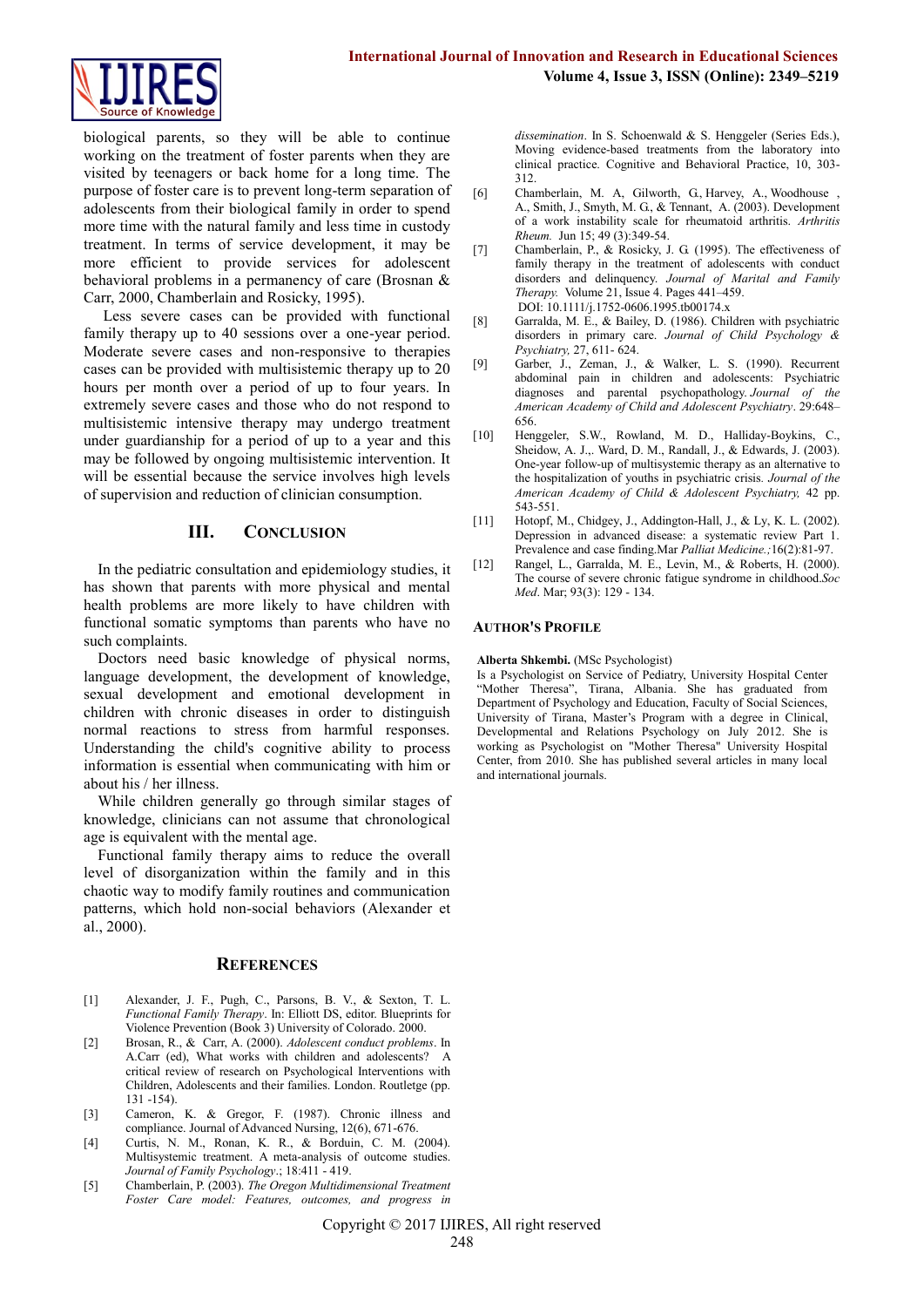biological parents, so they will be able to continue working on the treatment of foster parents when they are visited by teenagers or back home for a long time. The purpose of foster care is to prevent long-term separation of adolescents from their biological family in order to spend more time with the natural family and less time in custody treatment. In terms of service development, it may be more efficient to provide services for adolescent behavioral problems in a permanency of care (Brosnan & Carr, 2000, Chamberlain and Rosicky, 1995).

Less severe cases can be provided with functional family therapy up to 40 sessions over a one-year period. Moderate severe cases and non-responsive to therapies cases can be provided with multisistemic therapy up to 20 hours per month over a period of up to four years. In extremely severe cases and those who do not respond to multisistemic intensive therapy may undergo treatment under guardianship for a period of up to a year and this may be followed by ongoing multisistemic intervention. It will be essential because the service involves high levels of supervision and reduction of clinician consumption.

## III. Conclusion

In the pediatric consultation and epidemiology studies, it has shown that parents with more physical and mental health problems are more likely to have children with functional somatic symptoms than parents who have no such complaints.

Doctors need basic knowledge of physical norms, language development, the development of knowledge, sexual development and emotional development in children with chronic diseases in order to distinguish normal reactions to stress from harmful responses. Understanding the child's cognitive ability to process information is essential when communicating with him or about his / her illness.

While children generally go through similar stages of knowledge, clinicians can not assume that chronological age is equivalent with the mental age.

Functional family therapy aims to reduce the overall level of disorganization within the family and in this chaotic way to modify family routines and communication patterns, which hold non-social behaviors (Alexander et al., 2000).

## References

[1] Alexander, J. F., Pugh, C., Parsons, B. V., & Sexton, T. L. *Functional Family Therapy*. In: Elliott DS, editor. Blueprints for Violence Prevention (Book 3) University of Colorado. 2000.

[2] Brosan, R., & Carr, A. (2000). *Adolescent conduct problems*. In A.Carr (ed), What works with children and adolescents? A critical review of research on Psychological Interventions with Children, Adolescents and their families. London. Routletge (pp. 131 -154).

[3] Cameron, K. & Gregor, F. (1987). Chronic illness and compliance. Journal of Advanced Nursing, 12(6), 671-676.

[4] Curtis, N. M., Ronan, K. R., & Borduin, C. M. (2004). Multisystemic treatment. A meta-analysis of outcome studies. *Journal of Family Psychology*.; 18:411 - 419.

[5] Chamberlain, P. (2003). *The Oregon Multidimensional Treatment Foster Care model: Features, outcomes, and progress in dissemination*. In S. Schoenwald & S. Henggeler (Series Eds.), Moving evidence-based treatments from the laboratory into clinical practice. Cognitive and Behavioral Practice, 10, 303-312.

[6] Chamberlain, M. A, Gilworth, G., Harvey, A., Woodhouse , A., Smith, J., Smyth, M. G., & Tennant, A. (2003). Development of a work instability scale for rheumatoid arthritis. *Arthritis Rheum.* Jun 15; 49 (3):349-54.

[7] Chamberlain, P., & Rosicky, J. G. (1995). The effectiveness of family therapy in the treatment of adolescents with conduct disorders and delinquency. *Journal of Marital and Family Therapy.* Volume 21, Issue 4. Pages 441–459. DOI: 10.1111/j.1752-0606.1995.tb00174.x

[8] Garralda, M. E., & Bailey, D. (1986). Children with psychiatric disorders in primary care. *Journal of Child Psychology & Psychiatry,* 27, 611- 624.

[9] Garber, J., Zeman, J., & Walker, L. S. (1990). Recurrent abdominal pain in children and adolescents: Psychiatric diagnoses and parental psychopathology. *Journal of the American Academy of Child and Adolescent Psychiatry*. 29:648–656.

[10] Henggeler, S.W., Rowland, M. D., Halliday-Boykins, C., Sheidow, A. J.,. Ward, D. M., Randall, J., & Edwards, J. (2003). One-year follow-up of multisystemic therapy as an alternative to the hospitalization of youths in psychiatric crisis. *Journal of the American Academy of Child & Adolescent Psychiatry,* 42 pp. 543-551.

[11] Hotopf, M., Chidgey, J., Addington-Hall, J., & Ly, K. L. (2002). Depression in advanced disease: a systematic review Part 1. Prevalence and case finding.Mar *Palliat Medicine.;*16(2):81-97.

[12] Rangel, L., Garralda, M. E., Levin, M., & Roberts, H. (2000). The course of severe chronic fatigue syndrome in childhood.*Soc Med*. Mar; 93(3): 129 - 134.

## Author's Profile

**Alberta Shkembi.** (MSc Psychologist)
Is a Psychologist on Service of Pediatry, University Hospital Center "Mother Theresa", Tirana, Albania. She has graduated from Department of Psychology and Education, Faculty of Social Sciences, University of Tirana, Master's Program with a degree in Clinical, Developmental and Relations Psychology on July 2012. She is working as Psychologist on "Mother Theresa" University Hospital Center, from 2010. She has published several articles in many local and international journals.